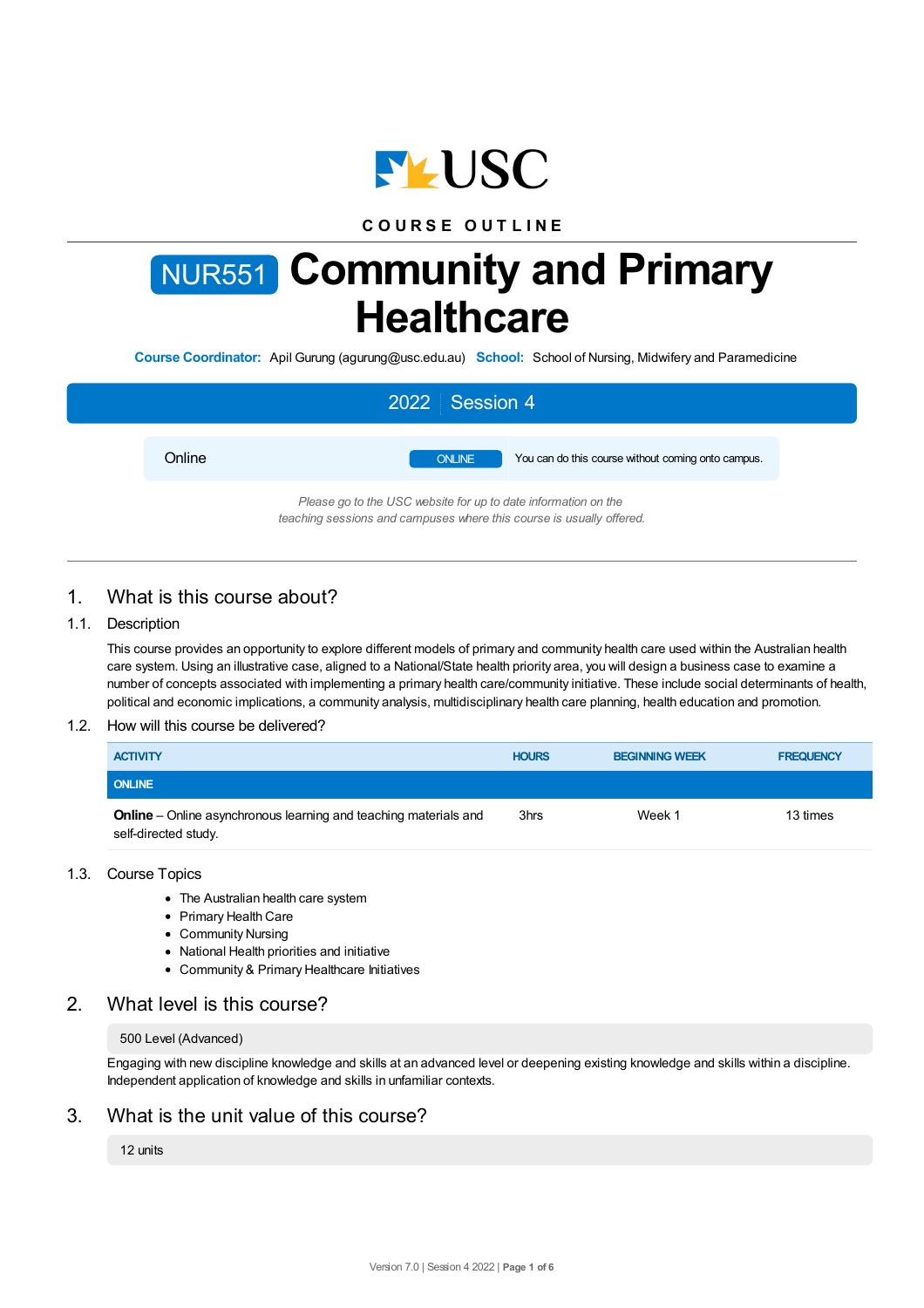COURSE OUTLINE

# NUR551 Community and Primary Healthcare

**Course Coordinator:** Apil Gurung (agurung@usc.edu.au) **School:** School of Nursing, Midwifery and Paramedicine

**2022 | Session 4**

| Online | ONLINE | You can do this course without coming onto campus. |
|---|---|---|

*Please go to the USC website for up to date information on the teaching sessions and campuses where this course is usually offered.*

## 1. What is this course about?

### 1.1. Description

This course provides an opportunity to explore different models of primary and community health care used within the Australian health care system. Using an illustrative case, aligned to a National/State health priority area, you will design a business case to examine a number of concepts associated with implementing a primary health care/community initiative. These include social determinants of health, political and economic implications, a community analysis, multidisciplinary health care planning, health education and promotion.

### 1.2. How will this course be delivered?

| ACTIVITY | HOURS | BEGINNING WEEK | FREQUENCY |
|---|---|---|---|
| **ONLINE** | | | |
| **Online** – Online asynchronous learning and teaching materials and self-directed study. | 3hrs | Week 1 | 13 times |

### 1.3. Course Topics

- The Australian health care system
- Primary Health Care
- Community Nursing
- National Health priorities and initiative
- Community & Primary Healthcare Initiatives

## 2. What level is this course?

500 Level (Advanced)

Engaging with new discipline knowledge and skills at an advanced level or deepening existing knowledge and skills within a discipline. Independent application of knowledge and skills in unfamiliar contexts.

## 3. What is the unit value of this course?

12 units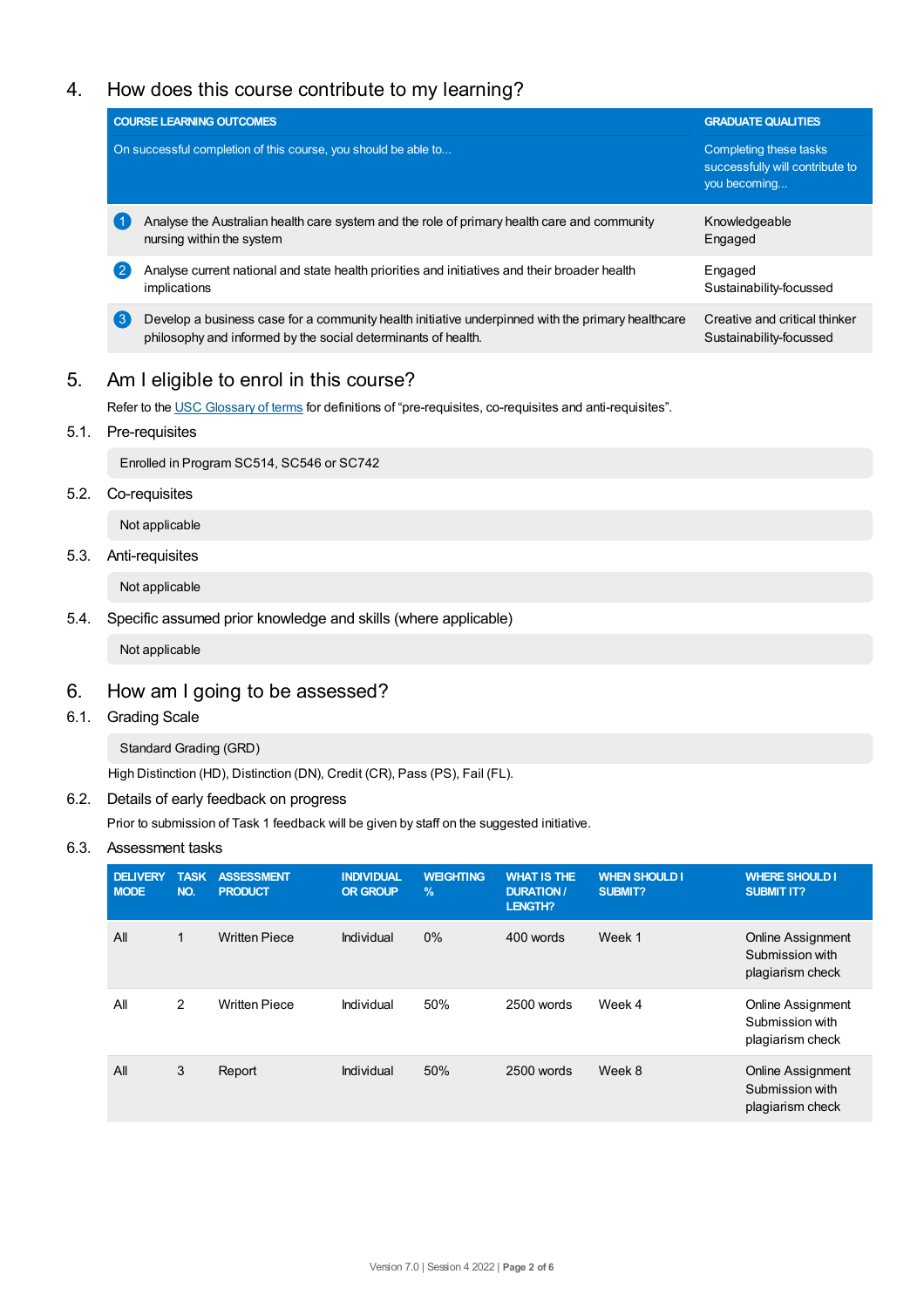## 4. How does this course contribute to my learning?

| COURSE LEARNING OUTCOMES<br>On successful completion of this course, you should be able to... | GRADUATE QUALITIES<br>Completing these tasks successfully will contribute to you becoming... |
|---|---|
| 1 Analyse the Australian health care system and the role of primary health care and community nursing within the system | Knowledgeable<br>Engaged |
| 2 Analyse current national and state health priorities and initiatives and their broader health implications | Engaged<br>Sustainability-focussed |
| 3 Develop a business case for a community health initiative underpinned with the primary healthcare philosophy and informed by the social determinants of health. | Creative and critical thinker<br>Sustainability-focussed |

## 5. Am I eligible to enrol in this course?

Refer to the USC Glossary of terms for definitions of "pre-requisites, co-requisites and anti-requisites".

### 5.1. Pre-requisites

Enrolled in Program SC514, SC546 or SC742

### 5.2. Co-requisites

Not applicable

### 5.3. Anti-requisites

Not applicable

### 5.4. Specific assumed prior knowledge and skills (where applicable)

Not applicable

## 6. How am I going to be assessed?

### 6.1. Grading Scale

Standard Grading (GRD)

High Distinction (HD), Distinction (DN), Credit (CR), Pass (PS), Fail (FL).

### 6.2. Details of early feedback on progress

Prior to submission of Task 1 feedback will be given by staff on the suggested initiative.

### 6.3. Assessment tasks

| DELIVERY MODE | TASK NO. | ASSESSMENT PRODUCT | INDIVIDUAL OR GROUP | WEIGHTING % | WHAT IS THE DURATION / LENGTH? | WHEN SHOULD I SUBMIT? | WHERE SHOULD I SUBMIT IT? |
|---|---|---|---|---|---|---|---|
| All | 1 | Written Piece | Individual | 0% | 400 words | Week 1 | Online Assignment Submission with plagiarism check |
| All | 2 | Written Piece | Individual | 50% | 2500 words | Week 4 | Online Assignment Submission with plagiarism check |
| All | 3 | Report | Individual | 50% | 2500 words | Week 8 | Online Assignment Submission with plagiarism check |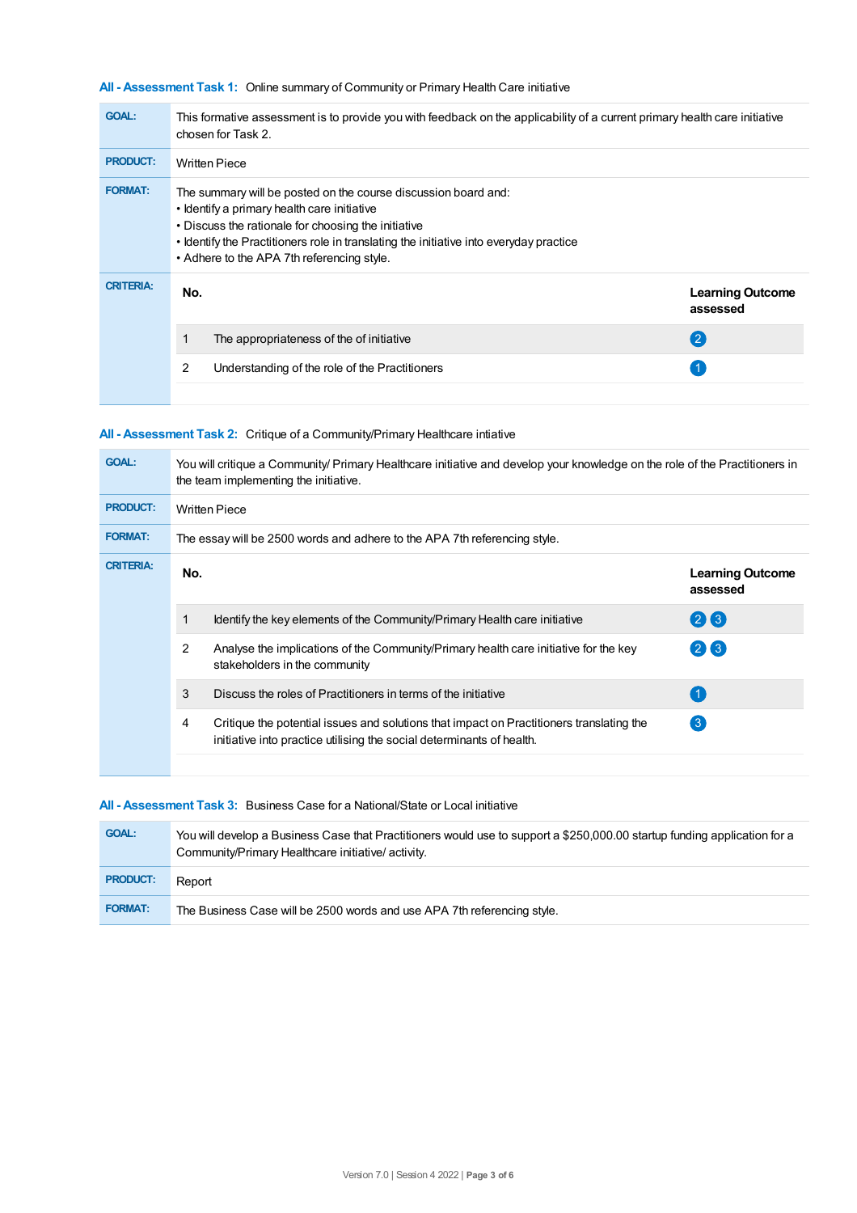### All - Assessment Task 1: Online summary of Community or Primary Health Care initiative

**GOAL:** This formative assessment is to provide you with feedback on the applicability of a current primary health care initiative chosen for Task 2.

**PRODUCT:** Written Piece

**FORMAT:** The summary will be posted on the course discussion board and:
- Identify a primary health care initiative
- Discuss the rationale for choosing the initiative
- Identify the Practitioners role in translating the initiative into everyday practice
- Adhere to the APA 7th referencing style.

**CRITERIA:**

| No. | | Learning Outcome assessed |
|---|---|---|
| 1 | The appropriateness of the of initiative | 2 |
| 2 | Understanding of the role of the Practitioners | 1 |

### All - Assessment Task 2: Critique of a Community/Primary Healthcare intiative

**GOAL:** You will critique a Community/ Primary Healthcare initiative and develop your knowledge on the role of the Practitioners in the team implementing the initiative.

**PRODUCT:** Written Piece

**FORMAT:** The essay will be 2500 words and adhere to the APA 7th referencing style.

**CRITERIA:**

| No. | | Learning Outcome assessed |
|---|---|---|
| 1 | Identify the key elements of the Community/Primary Health care initiative | 2 3 |
| 2 | Analyse the implications of the Community/Primary health care initiative for the key stakeholders in the community | 2 3 |
| 3 | Discuss the roles of Practitioners in terms of the initiative | 1 |
| 4 | Critique the potential issues and solutions that impact on Practitioners translating the initiative into practice utilising the social determinants of health. | 3 |

### All - Assessment Task 3: Business Case for a National/State or Local initiative

**GOAL:** You will develop a Business Case that Practitioners would use to support a $250,000.00 startup funding application for a Community/Primary Healthcare initiative/ activity.

**PRODUCT:** Report

**FORMAT:** The Business Case will be 2500 words and use APA 7th referencing style.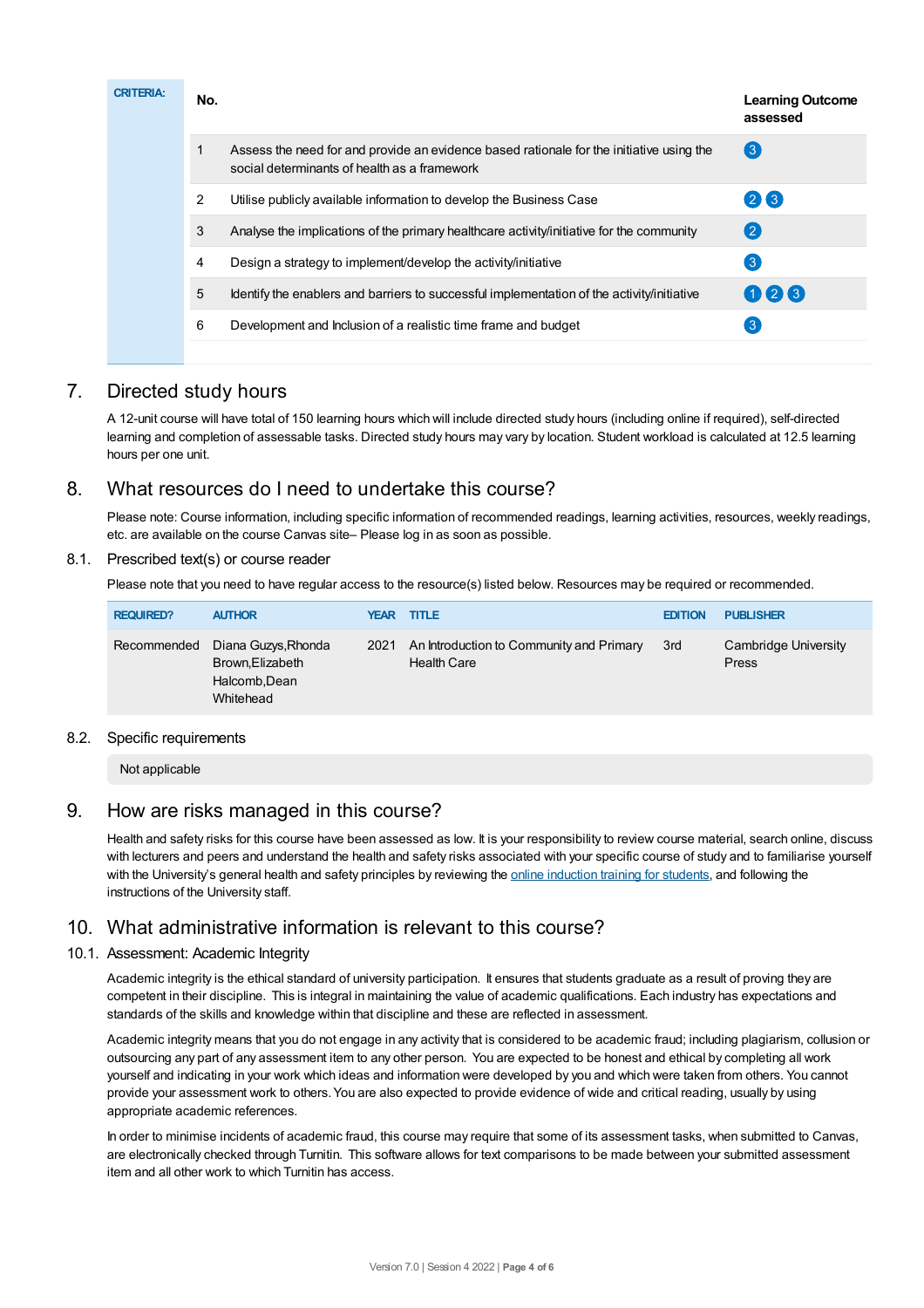**CRITERIA:**

| No. | | Learning Outcome assessed |
|---|---|---|
| 1 | Assess the need for and provide an evidence based rationale for the initiative using the social determinants of health as a framework | 3 |
| 2 | Utilise publicly available information to develop the Business Case | 2 3 |
| 3 | Analyse the implications of the primary healthcare activity/initiative for the community | 2 |
| 4 | Design a strategy to implement/develop the activity/initiative | 3 |
| 5 | Identify the enablers and barriers to successful implementation of the activity/initiative | 1 2 3 |
| 6 | Development and Inclusion of a realistic time frame and budget | 3 |

## 7. Directed study hours

A 12-unit course will have total of 150 learning hours which will include directed study hours (including online if required), self-directed learning and completion of assessable tasks. Directed study hours may vary by location. Student workload is calculated at 12.5 learning hours per one unit.

## 8. What resources do I need to undertake this course?

Please note: Course information, including specific information of recommended readings, learning activities, resources, weekly readings, etc. are available on the course Canvas site– Please log in as soon as possible.

### 8.1. Prescribed text(s) or course reader

Please note that you need to have regular access to the resource(s) listed below. Resources may be required or recommended.

| REQUIRED? | AUTHOR | YEAR | TITLE | EDITION | PUBLISHER |
|---|---|---|---|---|---|
| Recommended | Diana Guzys,Rhonda Brown,Elizabeth Halcomb,Dean Whitehead | 2021 | An Introduction to Community and Primary Health Care | 3rd | Cambridge University Press |

### 8.2. Specific requirements

Not applicable

## 9. How are risks managed in this course?

Health and safety risks for this course have been assessed as low. It is your responsibility to review course material, search online, discuss with lecturers and peers and understand the health and safety risks associated with your specific course of study and to familiarise yourself with the University's general health and safety principles by reviewing the online induction training for students, and following the instructions of the University staff.

## 10. What administrative information is relevant to this course?

### 10.1. Assessment: Academic Integrity

Academic integrity is the ethical standard of university participation. It ensures that students graduate as a result of proving they are competent in their discipline. This is integral in maintaining the value of academic qualifications. Each industry has expectations and standards of the skills and knowledge within that discipline and these are reflected in assessment.

Academic integrity means that you do not engage in any activity that is considered to be academic fraud; including plagiarism, collusion or outsourcing any part of any assessment item to any other person. You are expected to be honest and ethical by completing all work yourself and indicating in your work which ideas and information were developed by you and which were taken from others. You cannot provide your assessment work to others. You are also expected to provide evidence of wide and critical reading, usually by using appropriate academic references.

In order to minimise incidents of academic fraud, this course may require that some of its assessment tasks, when submitted to Canvas, are electronically checked through Turnitin. This software allows for text comparisons to be made between your submitted assessment item and all other work to which Turnitin has access.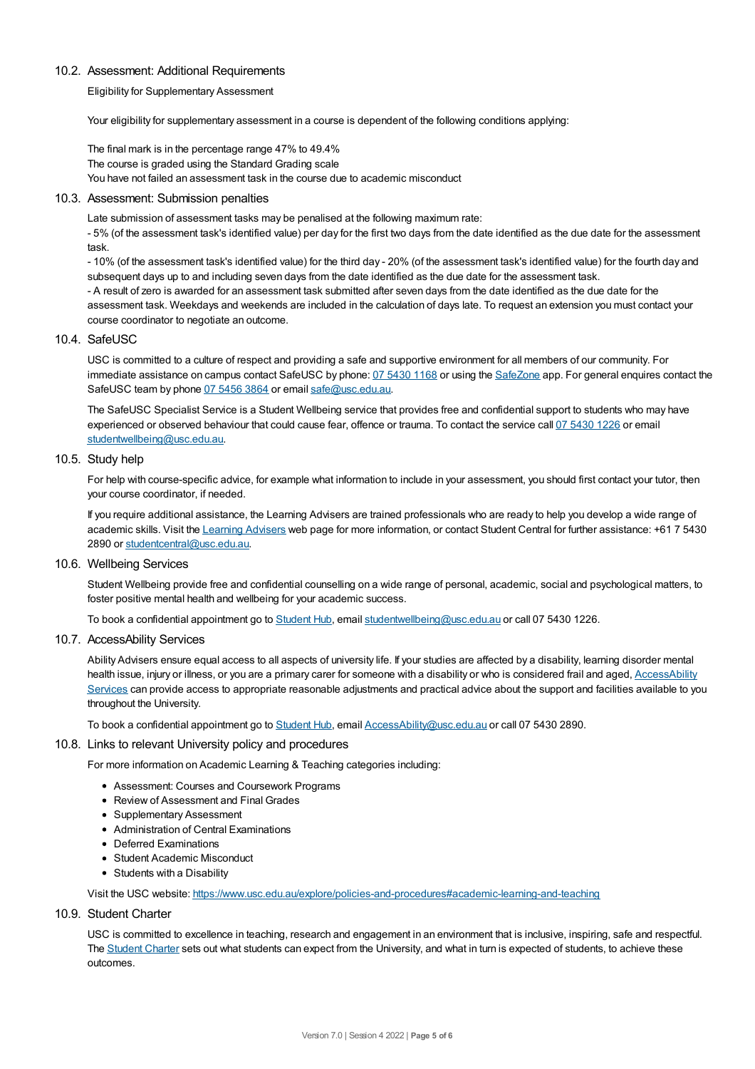### 10.2. Assessment: Additional Requirements

Eligibility for Supplementary Assessment

Your eligibility for supplementary assessment in a course is dependent of the following conditions applying:

The final mark is in the percentage range 47% to 49.4%
The course is graded using the Standard Grading scale
You have not failed an assessment task in the course due to academic misconduct

### 10.3. Assessment: Submission penalties

Late submission of assessment tasks may be penalised at the following maximum rate:
- 5% (of the assessment task's identified value) per day for the first two days from the date identified as the due date for the assessment task.
- 10% (of the assessment task's identified value) for the third day - 20% (of the assessment task's identified value) for the fourth day and subsequent days up to and including seven days from the date identified as the due date for the assessment task.
- A result of zero is awarded for an assessment task submitted after seven days from the date identified as the due date for the assessment task. Weekdays and weekends are included in the calculation of days late. To request an extension you must contact your course coordinator to negotiate an outcome.

### 10.4. SafeUSC

USC is committed to a culture of respect and providing a safe and supportive environment for all members of our community. For immediate assistance on campus contact SafeUSC by phone: 07 5430 1168 or using the SafeZone app. For general enquires contact the SafeUSC team by phone 07 5456 3864 or email safe@usc.edu.au.

The SafeUSC Specialist Service is a Student Wellbeing service that provides free and confidential support to students who may have experienced or observed behaviour that could cause fear, offence or trauma. To contact the service call 07 5430 1226 or email studentwellbeing@usc.edu.au.

### 10.5. Study help

For help with course-specific advice, for example what information to include in your assessment, you should first contact your tutor, then your course coordinator, if needed.

If you require additional assistance, the Learning Advisers are trained professionals who are ready to help you develop a wide range of academic skills. Visit the Learning Advisers web page for more information, or contact Student Central for further assistance: +61 7 5430 2890 or studentcentral@usc.edu.au.

### 10.6. Wellbeing Services

Student Wellbeing provide free and confidential counselling on a wide range of personal, academic, social and psychological matters, to foster positive mental health and wellbeing for your academic success.

To book a confidential appointment go to Student Hub, email studentwellbeing@usc.edu.au or call 07 5430 1226.

### 10.7. AccessAbility Services

Ability Advisers ensure equal access to all aspects of university life. If your studies are affected by a disability, learning disorder mental health issue, injury or illness, or you are a primary carer for someone with a disability or who is considered frail and aged, AccessAbility Services can provide access to appropriate reasonable adjustments and practical advice about the support and facilities available to you throughout the University.

To book a confidential appointment go to Student Hub, email AccessAbility@usc.edu.au or call 07 5430 2890.

### 10.8. Links to relevant University policy and procedures

For more information on Academic Learning & Teaching categories including:

- Assessment: Courses and Coursework Programs
- Review of Assessment and Final Grades
- Supplementary Assessment
- Administration of Central Examinations
- Deferred Examinations
- Student Academic Misconduct
- Students with a Disability

Visit the USC website: https://www.usc.edu.au/explore/policies-and-procedures#academic-learning-and-teaching

### 10.9. Student Charter

USC is committed to excellence in teaching, research and engagement in an environment that is inclusive, inspiring, safe and respectful. The Student Charter sets out what students can expect from the University, and what in turn is expected of students, to achieve these outcomes.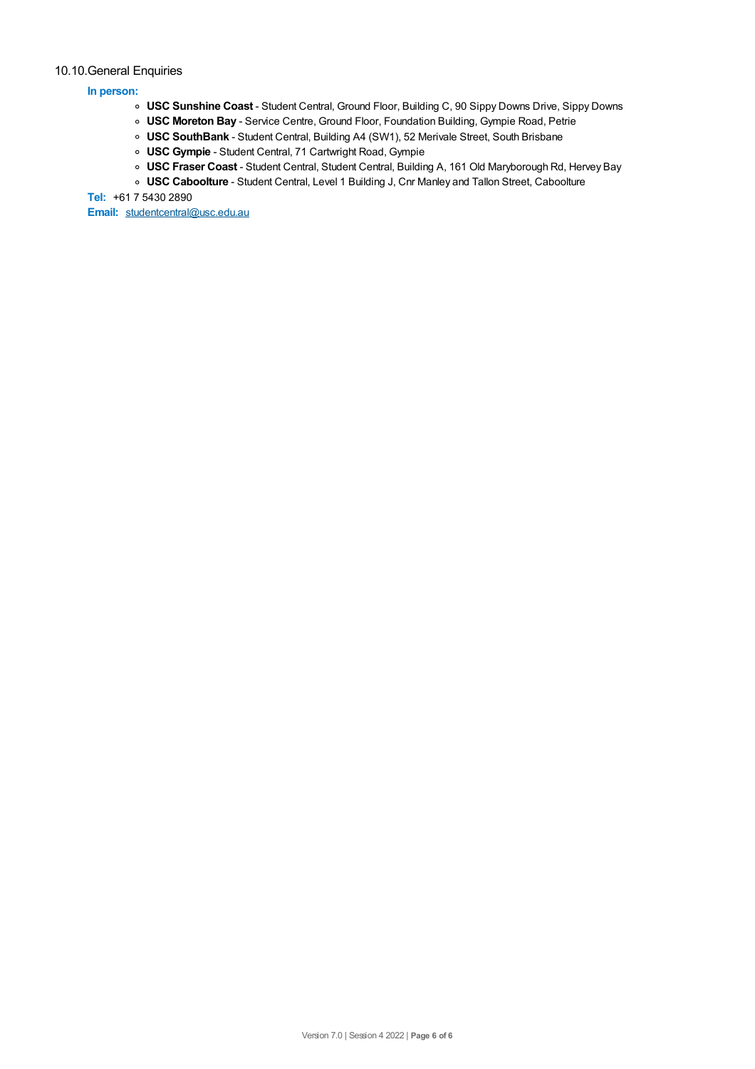## 10.10. General Enquiries

**In person:**

- **USC Sunshine Coast** - Student Central, Ground Floor, Building C, 90 Sippy Downs Drive, Sippy Downs
- **USC Moreton Bay** - Service Centre, Ground Floor, Foundation Building, Gympie Road, Petrie
- **USC SouthBank** - Student Central, Building A4 (SW1), 52 Merivale Street, South Brisbane
- **USC Gympie** - Student Central, 71 Cartwright Road, Gympie
- **USC Fraser Coast** - Student Central, Student Central, Building A, 161 Old Maryborough Rd, Hervey Bay
- **USC Caboolture** - Student Central, Level 1 Building J, Cnr Manley and Tallon Street, Caboolture

**Tel:** +61 7 5430 2890

**Email:** studentcentral@usc.edu.au